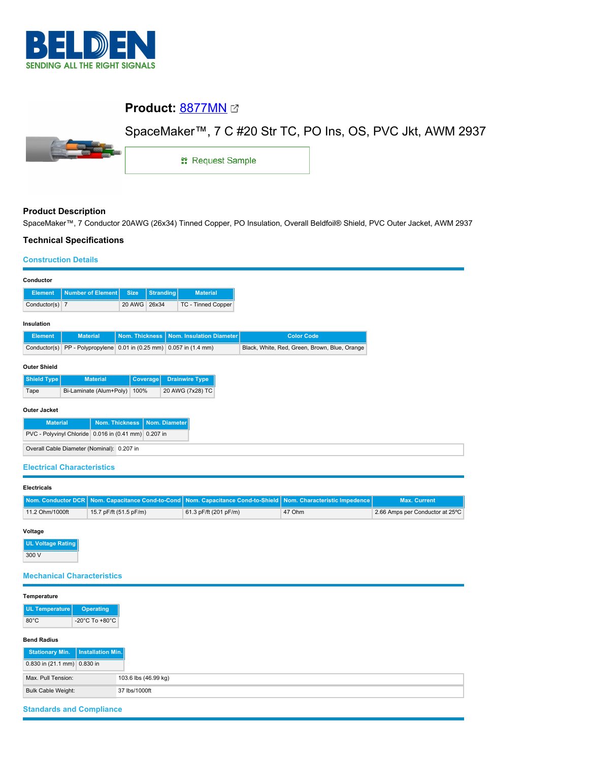BELDEN

SENDING ALL THE RIGHT SIGNALS

# Product: 8877MN

SpaceMaker™, 7 C #20 Str TC, PO Ins, OS, PVC Jkt, AWM 2937

Request Sample

## Product Description

SpaceMaker™, 7 Conductor 20AWG (26x34) Tinned Copper, PO Insulation, Overall Beldfoil® Shield, PVC Outer Jacket, AWM 2937

## Technical Specifications

### Construction Details

**Conductor**

| Element | Number of Element | Size | Stranding | Material |
|---|---|---|---|---|
| Conductor(s) | 7 | 20 AWG | 26x34 | TC - Tinned Copper |

**Insulation**

| Element | Material | Nom. Thickness | Nom. Insulation Diameter | Color Code |
|---|---|---|---|---|
| Conductor(s) | PP - Polypropylene | 0.01 in (0.25 mm) | 0.057 in (1.4 mm) | Black, White, Red, Green, Brown, Blue, Orange |

**Outer Shield**

| Shield Type | Material | Coverage | Drainwire Type |
|---|---|---|---|
| Tape | Bi-Laminate (Alum+Poly) | 100% | 20 AWG (7x28) TC |

**Outer Jacket**

| Material | Nom. Thickness | Nom. Diameter |
|---|---|---|
| PVC - Polyvinyl Chloride | 0.016 in (0.41 mm) | 0.207 in |

| Overall Cable Diameter (Nominal): | 0.207 in |
|---|---|

### Electrical Characteristics

**Electricals**

| Nom. Conductor DCR | Nom. Capacitance Cond-to-Cond | Nom. Capacitance Cond-to-Shield | Nom. Characteristic Impedence | Max. Current |
|---|---|---|---|---|
| 11.2 Ohm/1000ft | 15.7 pF/ft (51.5 pF/m) | 61.3 pF/ft (201 pF/m) | 47 Ohm | 2.66 Amps per Conductor at 25°C |

**Voltage**

| UL Voltage Rating |
|---|
| 300 V |

### Mechanical Characteristics

**Temperature**

| UL Temperature | Operating |
|---|---|
| 80°C | -20°C To +80°C |

**Bend Radius**

| Stationary Min. | Installation Min. |
|---|---|
| 0.830 in (21.1 mm) | 0.830 in |

| Max. Pull Tension: | 103.6 lbs (46.99 kg) |
|---|---|
| Bulk Cable Weight: | 37 lbs/1000ft |

### Standards and Compliance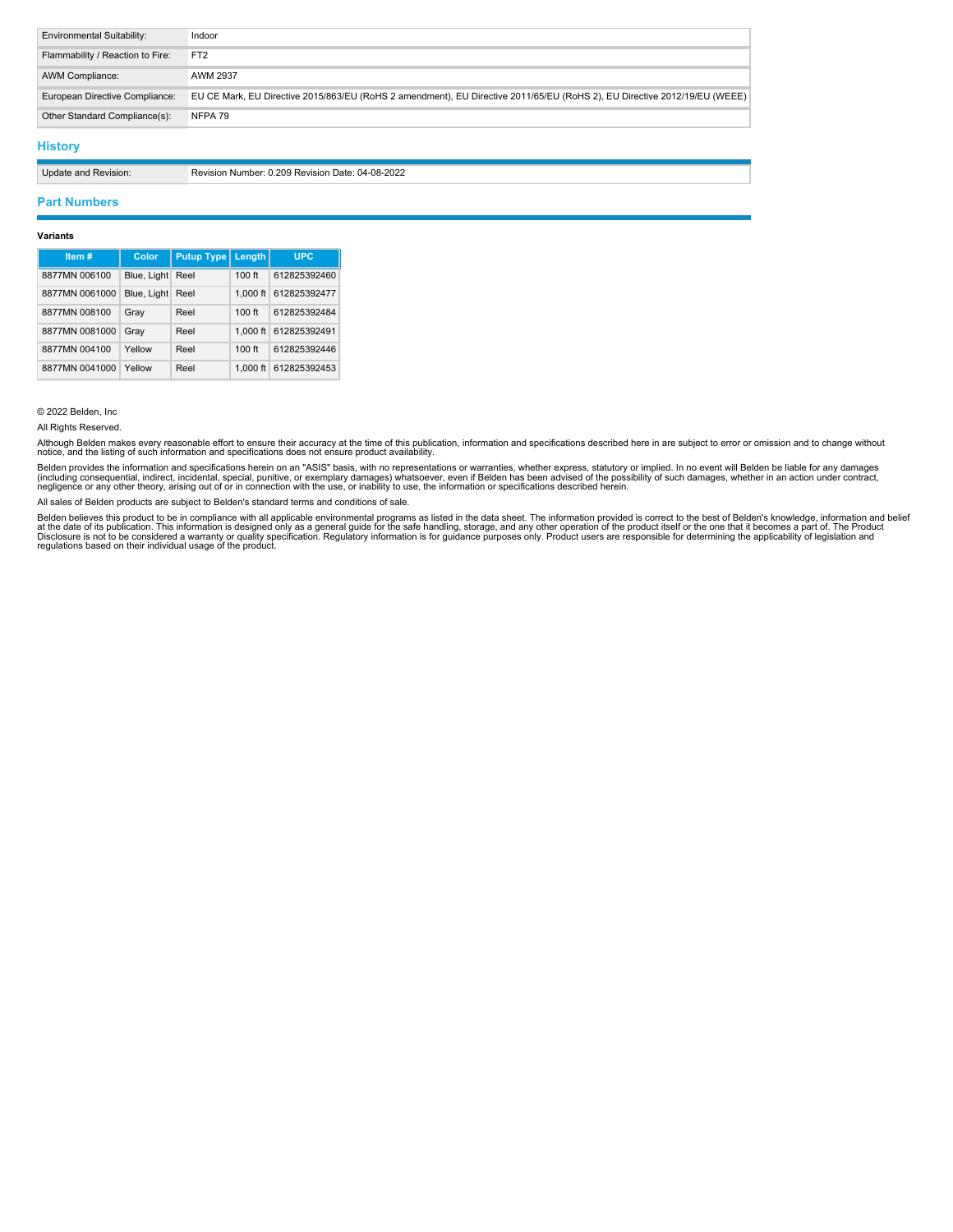| | |
|---|---|
| Environmental Suitability: | Indoor |
| Flammability / Reaction to Fire: | FT2 |
| AWM Compliance: | AWM 2937 |
| European Directive Compliance: | EU CE Mark, EU Directive 2015/863/EU (RoHS 2 amendment), EU Directive 2011/65/EU (RoHS 2), EU Directive 2012/19/EU (WEEE) |
| Other Standard Compliance(s): | NFPA 79 |

## History

| | |
|---|---|
| Update and Revision: | Revision Number: 0.209 Revision Date: 04-08-2022 |

## Part Numbers

**Variants**

| Item # | Color | Putup Type | Length | UPC |
|---|---|---|---|---|
| 8877MN 006100 | Blue, Light | Reel | 100 ft | 612825392460 |
| 8877MN 0061000 | Blue, Light | Reel | 1,000 ft | 612825392477 |
| 8877MN 008100 | Gray | Reel | 100 ft | 612825392484 |
| 8877MN 0081000 | Gray | Reel | 1,000 ft | 612825392491 |
| 8877MN 004100 | Yellow | Reel | 100 ft | 612825392446 |
| 8877MN 0041000 | Yellow | Reel | 1,000 ft | 612825392453 |

© 2022 Belden, Inc

All Rights Reserved.

Although Belden makes every reasonable effort to ensure their accuracy at the time of this publication, information and specifications described here in are subject to error or omission and to change without notice, and the listing of such information and specifications does not ensure product availability.

Belden provides the information and specifications herein on an "ASIS" basis, with no representations or warranties, whether express, statutory or implied. In no event will Belden be liable for any damages (including consequential, indirect, incidental, special, punitive, or exemplary damages) whatsoever, even if Belden has been advised of the possibility of such damages, whether in an action under contract, negligence or any other theory, arising out of or in connection with the use, or inability to use, the information or specifications described herein.

All sales of Belden products are subject to Belden's standard terms and conditions of sale.

Belden believes this product to be in compliance with all applicable environmental programs as listed in the data sheet. The information provided is correct to the best of Belden's knowledge, information and belief at the date of its publication. This information is designed only as a general guide for the safe handling, storage, and any other operation of the product itself or the one that it becomes a part of. The Product Disclosure is not to be considered a warranty or quality specification. Regulatory information is for guidance purposes only. Product users are responsible for determining the applicability of legislation and regulations based on their individual usage of the product.